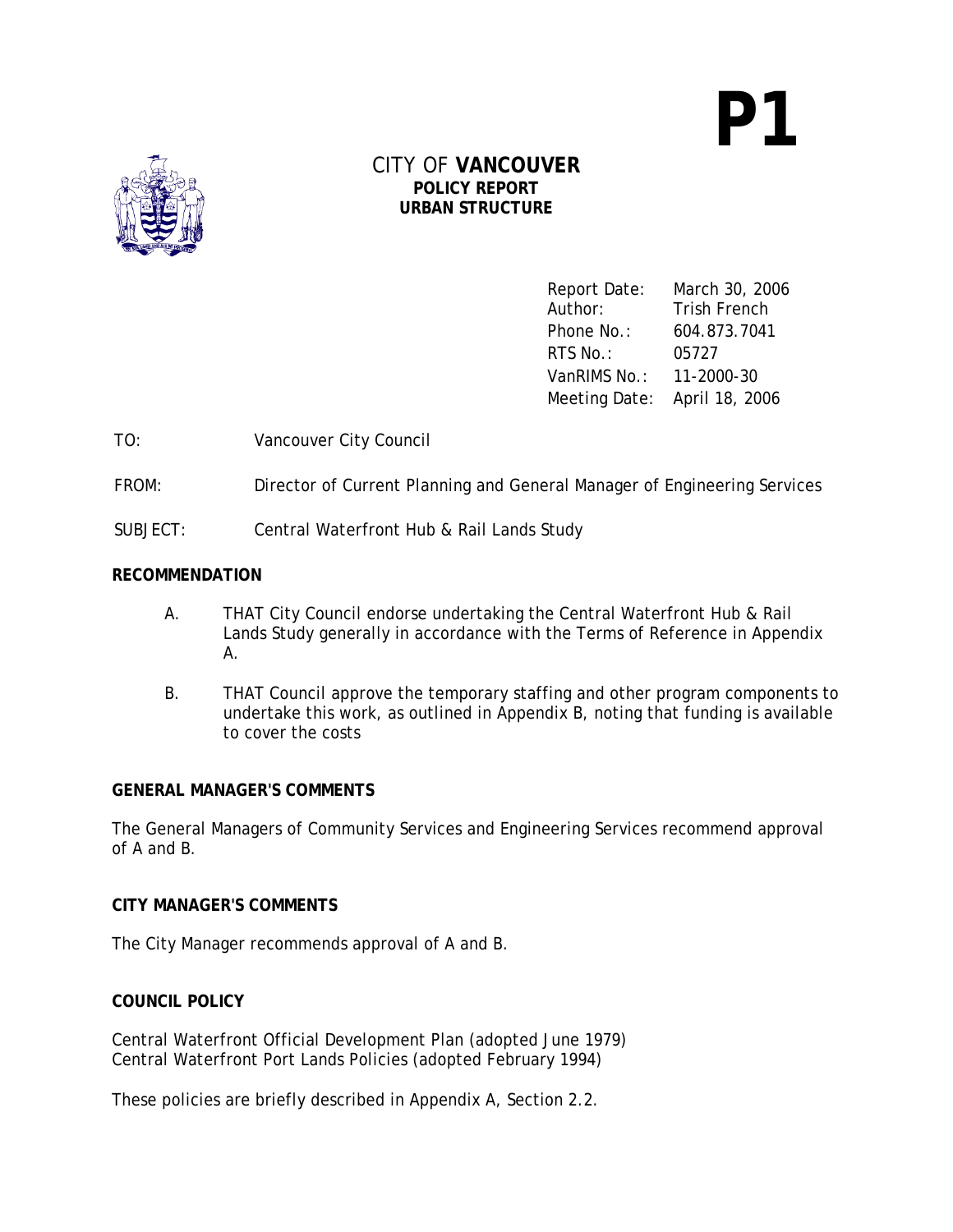# P1

CITY OF **VANCOUVER**
**POLICY REPORT**
**URBAN STRUCTURE**

| | |
|---|---|
| Report Date: | March 30, 2006 |
| Author: | Trish French |
| Phone No.: | 604.873.7041 |
| RTS No.: | 05727 |
| VanRIMS No.: | 11-2000-30 |
| Meeting Date: | April 18, 2006 |

TO: Vancouver City Council

FROM: Director of Current Planning and General Manager of Engineering Services

SUBJECT: Central Waterfront Hub & Rail Lands Study

## RECOMMENDATION

A. THAT City Council endorse undertaking the Central Waterfront Hub & Rail Lands Study generally in accordance with the Terms of Reference in Appendix A.

B. THAT Council approve the temporary staffing and other program components to undertake this work, as outlined in Appendix B, noting that funding is available to cover the costs

## GENERAL MANAGER'S COMMENTS

The General Managers of Community Services and Engineering Services recommend approval of A and B.

## CITY MANAGER'S COMMENTS

The City Manager recommends approval of A and B.

## COUNCIL POLICY

Central Waterfront Official Development Plan (adopted June 1979)
Central Waterfront Port Lands Policies (adopted February 1994)

These policies are briefly described in Appendix A, Section 2.2.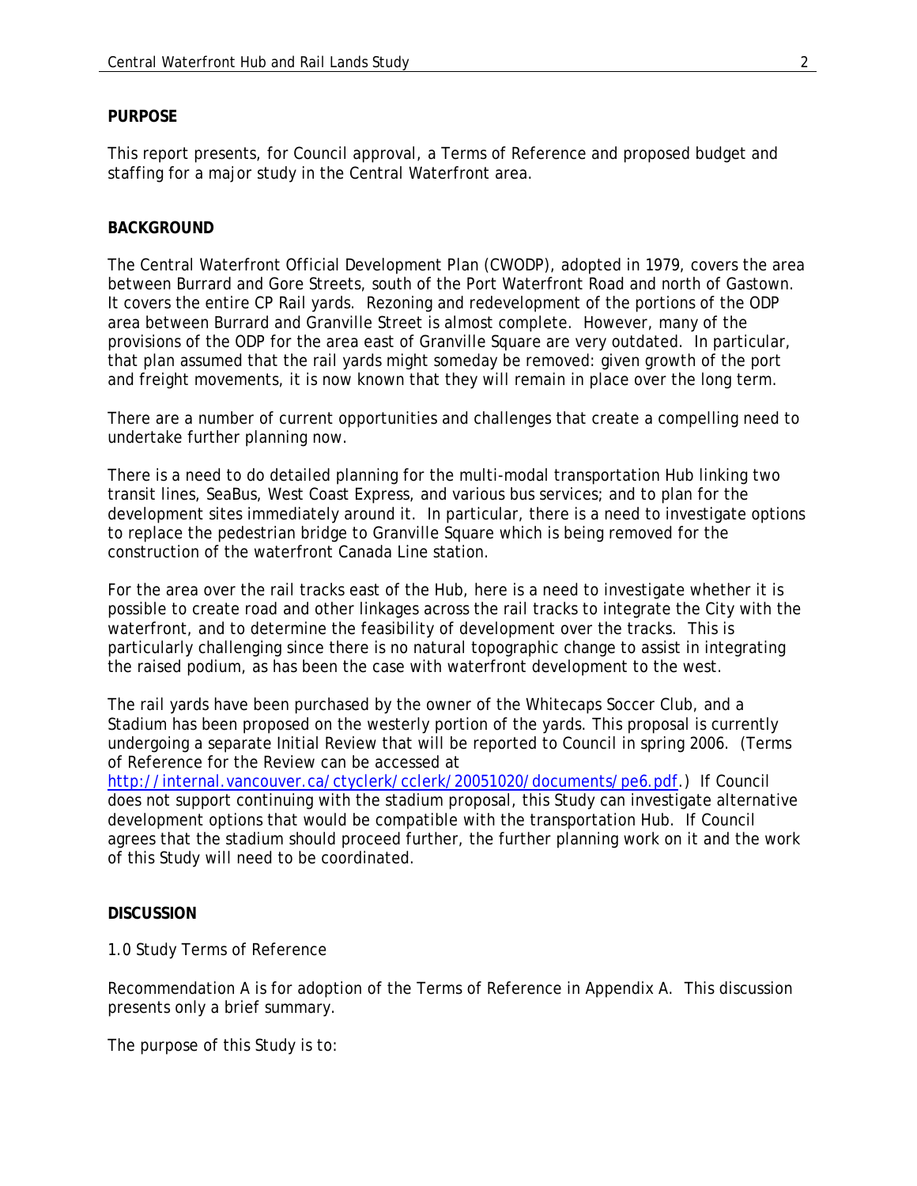**PURPOSE**

This report presents, for Council approval, a Terms of Reference and proposed budget and staffing for a major study in the Central Waterfront area.

**BACKGROUND**

The Central Waterfront Official Development Plan (CWODP), adopted in 1979, covers the area between Burrard and Gore Streets, south of the Port Waterfront Road and north of Gastown. It covers the entire CP Rail yards. Rezoning and redevelopment of the portions of the ODP area between Burrard and Granville Street is almost complete. However, many of the provisions of the ODP for the area east of Granville Square are very outdated. In particular, that plan assumed that the rail yards might someday be removed: given growth of the port and freight movements, it is now known that they will remain in place over the long term.

There are a number of current opportunities and challenges that create a compelling need to undertake further planning now.

There is a need to do detailed planning for the multi-modal transportation Hub linking two transit lines, SeaBus, West Coast Express, and various bus services; and to plan for the development sites immediately around it. In particular, there is a need to investigate options to replace the pedestrian bridge to Granville Square which is being removed for the construction of the waterfront Canada Line station.

For the area over the rail tracks east of the Hub, here is a need to investigate whether it is possible to create road and other linkages across the rail tracks to integrate the City with the waterfront, and to determine the feasibility of development over the tracks. This is particularly challenging since there is no natural topographic change to assist in integrating the raised podium, as has been the case with waterfront development to the west.

The rail yards have been purchased by the owner of the Whitecaps Soccer Club, and a Stadium has been proposed on the westerly portion of the yards. This proposal is currently undergoing a separate Initial Review that will be reported to Council in spring 2006. (Terms of Reference for the Review can be accessed at http://internal.vancouver.ca/ctyclerk/cclerk/20051020/documents/pe6.pdf.) If Council does not support continuing with the stadium proposal, this Study can investigate alternative development options that would be compatible with the transportation Hub. If Council agrees that the stadium should proceed further, the further planning work on it and the work of this Study will need to be coordinated.

**DISCUSSION**

1.0 Study Terms of Reference

Recommendation A is for adoption of the Terms of Reference in Appendix A. This discussion presents only a brief summary.

The purpose of this Study is to: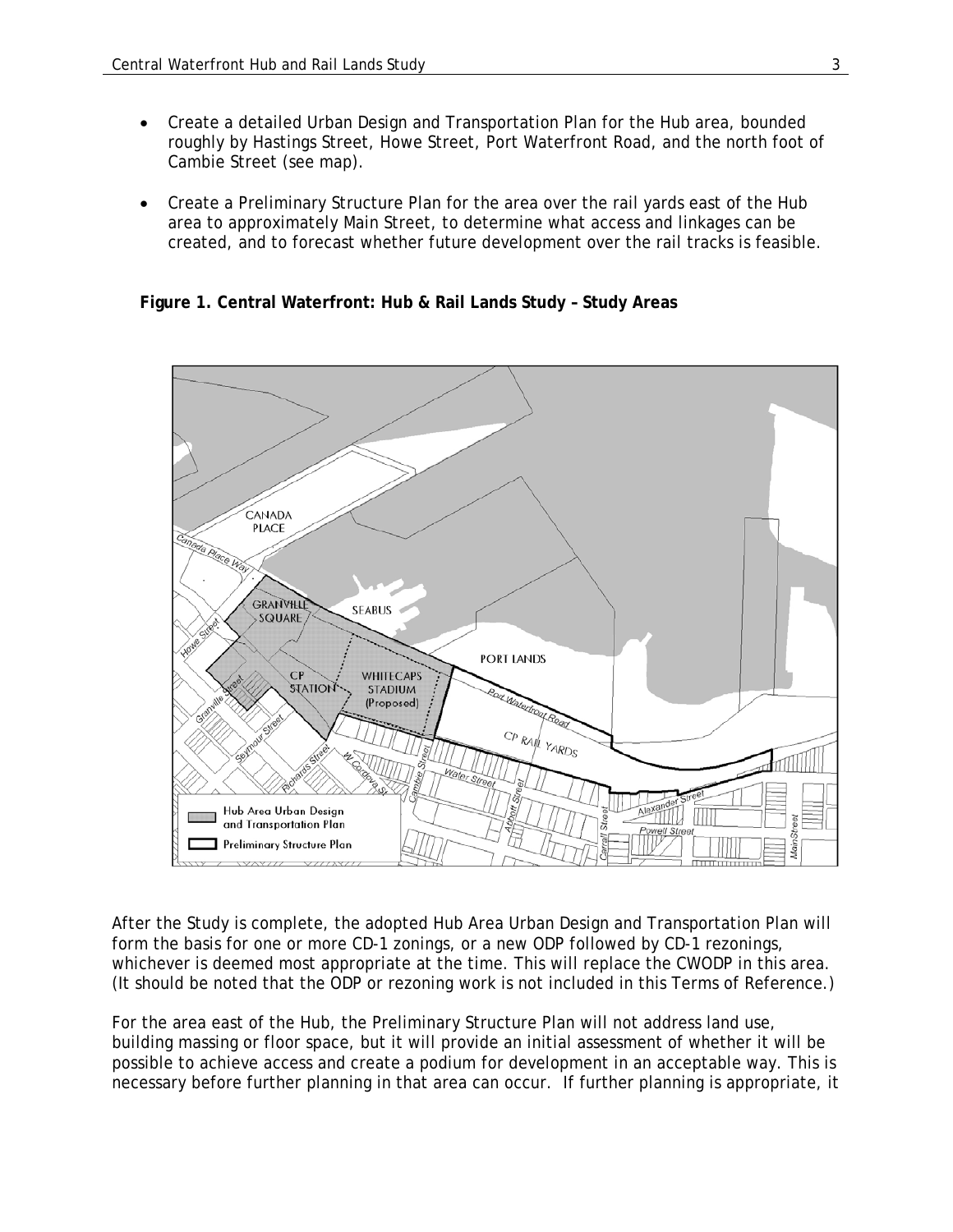- Create a detailed Urban Design and Transportation Plan for the Hub area, bounded roughly by Hastings Street, Howe Street, Port Waterfront Road, and the north foot of Cambie Street (see map).
- Create a Preliminary Structure Plan for the area over the rail yards east of the Hub area to approximately Main Street, to determine what access and linkages can be created, and to forecast whether future development over the rail tracks is feasible.

**Figure 1. Central Waterfront: Hub & Rail Lands Study – Study Areas**

After the Study is complete, the adopted Hub Area Urban Design and Transportation Plan will form the basis for one or more CD-1 zonings, or a new ODP followed by CD-1 rezonings, whichever is deemed most appropriate at the time. This will replace the CWODP in this area. (It should be noted that the ODP or rezoning work is not included in this Terms of Reference.)

For the area east of the Hub, the Preliminary Structure Plan will not address land use, building massing or floor space, but it will provide an initial assessment of whether it will be possible to achieve access and create a podium for development in an acceptable way. This is necessary before further planning in that area can occur. If further planning is appropriate, it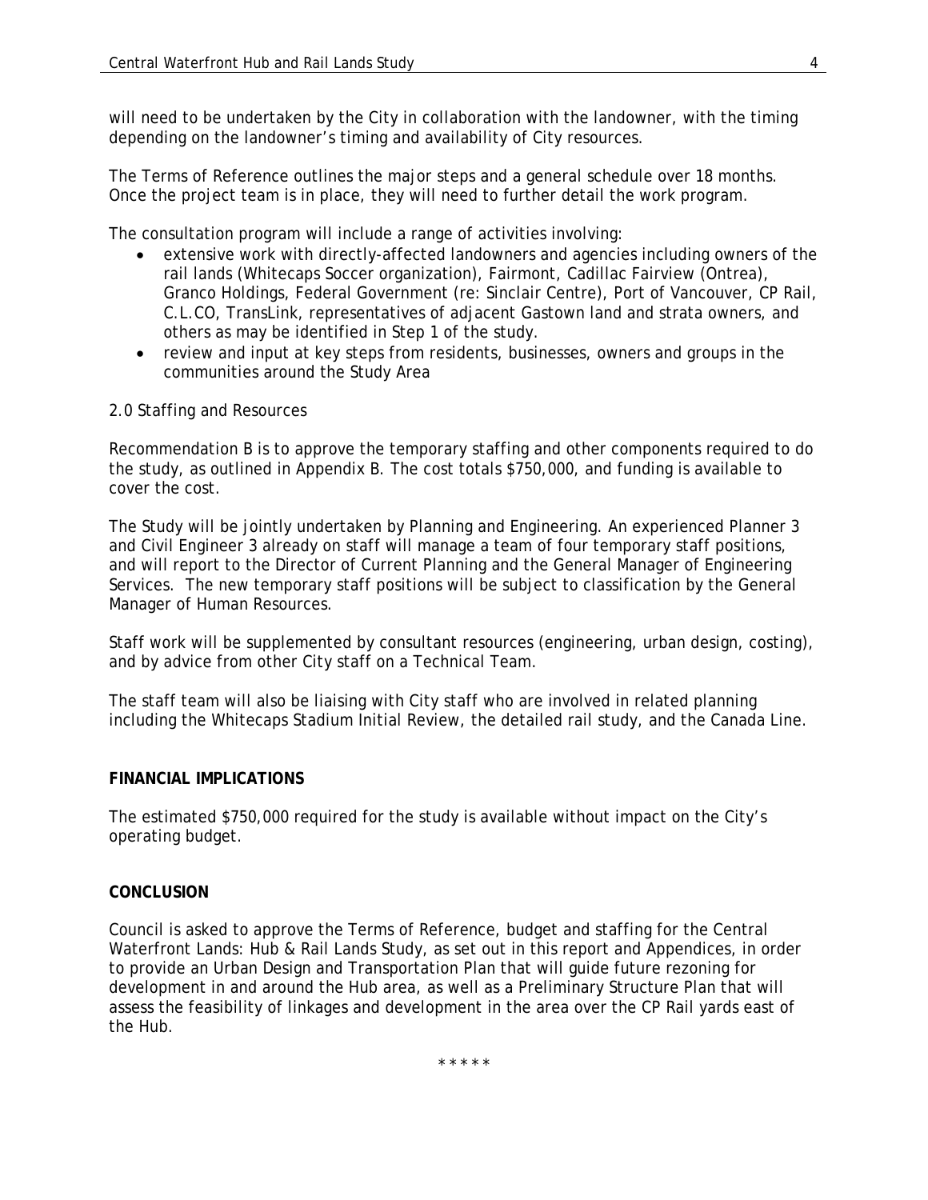will need to be undertaken by the City in collaboration with the landowner, with the timing depending on the landowner's timing and availability of City resources.

The Terms of Reference outlines the major steps and a general schedule over 18 months. Once the project team is in place, they will need to further detail the work program.

The consultation program will include a range of activities involving:

- extensive work with directly-affected landowners and agencies including owners of the rail lands (Whitecaps Soccer organization), Fairmont, Cadillac Fairview (Ontrea), Granco Holdings, Federal Government (re: Sinclair Centre), Port of Vancouver, CP Rail, C.L.CO, TransLink, representatives of adjacent Gastown land and strata owners, and others as may be identified in Step 1 of the study.
- review and input at key steps from residents, businesses, owners and groups in the communities around the Study Area

2.0 Staffing and Resources

Recommendation B is to approve the temporary staffing and other components required to do the study, as outlined in Appendix B. The cost totals $750,000, and funding is available to cover the cost.

The Study will be jointly undertaken by Planning and Engineering. An experienced Planner 3 and Civil Engineer 3 already on staff will manage a team of four temporary staff positions, and will report to the Director of Current Planning and the General Manager of Engineering Services. The new temporary staff positions will be subject to classification by the General Manager of Human Resources.

Staff work will be supplemented by consultant resources (engineering, urban design, costing), and by advice from other City staff on a Technical Team.

The staff team will also be liaising with City staff who are involved in related planning including the Whitecaps Stadium Initial Review, the detailed rail study, and the Canada Line.

**FINANCIAL IMPLICATIONS**

The estimated $750,000 required for the study is available without impact on the City's operating budget.

**CONCLUSION**

Council is asked to approve the Terms of Reference, budget and staffing for the Central Waterfront Lands: Hub & Rail Lands Study, as set out in this report and Appendices, in order to provide an Urban Design and Transportation Plan that will guide future rezoning for development in and around the Hub area, as well as a Preliminary Structure Plan that will assess the feasibility of linkages and development in the area over the CP Rail yards east of the Hub.

\* \* \* \* \*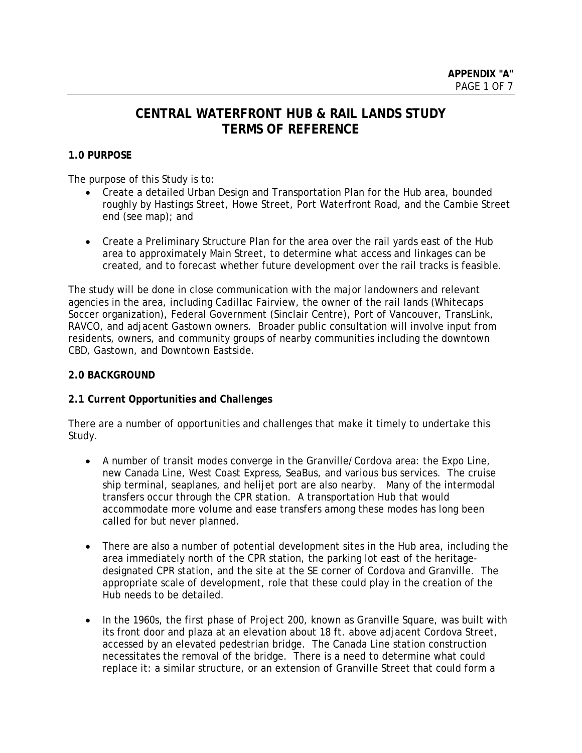# CENTRAL WATERFRONT HUB & RAIL LANDS STUDY TERMS OF REFERENCE

## 1.0 PURPOSE

The purpose of this Study is to:

- Create a detailed Urban Design and Transportation Plan for the Hub area, bounded roughly by Hastings Street, Howe Street, Port Waterfront Road, and the Cambie Street end (see map); and

- Create a Preliminary Structure Plan for the area over the rail yards east of the Hub area to approximately Main Street, to determine what access and linkages can be created, and to forecast whether future development over the rail tracks is feasible.

The study will be done in close communication with the major landowners and relevant agencies in the area, including Cadillac Fairview, the owner of the rail lands (Whitecaps Soccer organization), Federal Government (Sinclair Centre), Port of Vancouver, TransLink, RAVCO, and adjacent Gastown owners. Broader public consultation will involve input from residents, owners, and community groups of nearby communities including the downtown CBD, Gastown, and Downtown Eastside.

## 2.0 BACKGROUND

### 2.1 Current Opportunities and Challenges

There are a number of opportunities and challenges that make it timely to undertake this Study.

- A number of transit modes converge in the Granville/Cordova area: the Expo Line, new Canada Line, West Coast Express, SeaBus, and various bus services. The cruise ship terminal, seaplanes, and helijet port are also nearby. Many of the intermodal transfers occur through the CPR station. A transportation Hub that would accommodate more volume and ease transfers among these modes has long been called for but never planned.

- There are also a number of potential development sites in the Hub area, including the area immediately north of the CPR station, the parking lot east of the heritage-designated CPR station, and the site at the SE corner of Cordova and Granville. The appropriate scale of development, role that these could play in the creation of the Hub needs to be detailed.

- In the 1960s, the first phase of Project 200, known as Granville Square, was built with its front door and plaza at an elevation about 18 ft. above adjacent Cordova Street, accessed by an elevated pedestrian bridge. The Canada Line station construction necessitates the removal of the bridge. There is a need to determine what could replace it: a similar structure, or an extension of Granville Street that could form a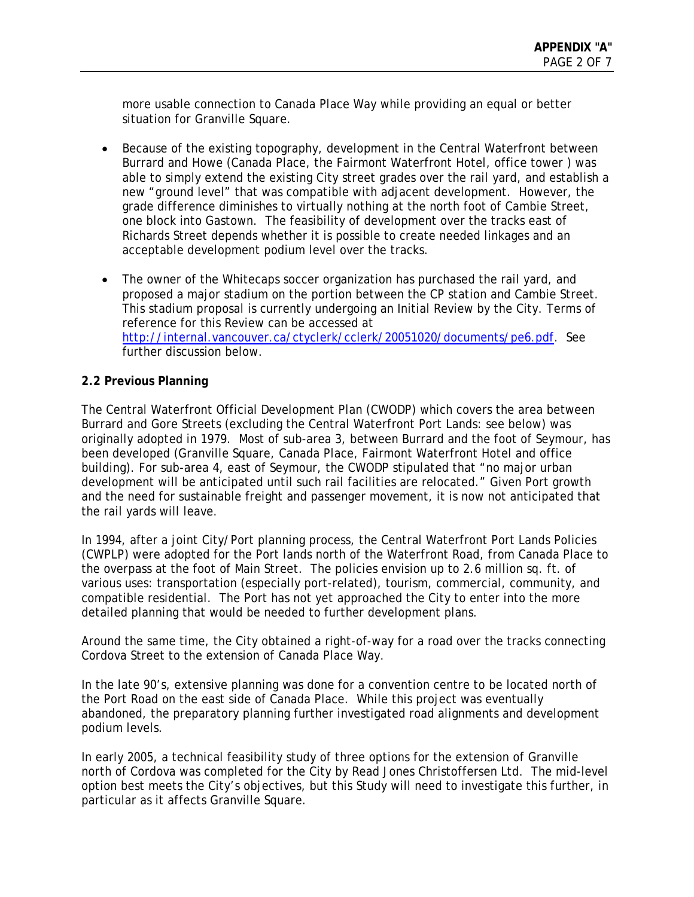more usable connection to Canada Place Way while providing an equal or better situation for Granville Square.

- Because of the existing topography, development in the Central Waterfront between Burrard and Howe (Canada Place, the Fairmont Waterfront Hotel, office tower ) was able to simply extend the existing City street grades over the rail yard, and establish a new "ground level" that was compatible with adjacent development. However, the grade difference diminishes to virtually nothing at the north foot of Cambie Street, one block into Gastown. The feasibility of development over the tracks east of Richards Street depends whether it is possible to create needed linkages and an acceptable development podium level over the tracks.

- The owner of the Whitecaps soccer organization has purchased the rail yard, and proposed a major stadium on the portion between the CP station and Cambie Street. This stadium proposal is currently undergoing an Initial Review by the City. Terms of reference for this Review can be accessed at [http://internal.vancouver.ca/ctyclerk/cclerk/20051020/documents/pe6.pdf](http://internal.vancouver.ca/ctyclerk/cclerk/20051020/documents/pe6.pdf). See further discussion below.

**2.2 Previous Planning**

The Central Waterfront Official Development Plan (CWODP) which covers the area between Burrard and Gore Streets (excluding the Central Waterfront Port Lands: see below) was originally adopted in 1979. Most of sub-area 3, between Burrard and the foot of Seymour, has been developed (Granville Square, Canada Place, Fairmont Waterfront Hotel and office building). For sub-area 4, east of Seymour, the CWODP stipulated that "no major urban development will be anticipated until such rail facilities are relocated." Given Port growth and the need for sustainable freight and passenger movement, it is now not anticipated that the rail yards will leave.

In 1994, after a joint City/Port planning process, the Central Waterfront Port Lands Policies (CWPLP) were adopted for the Port lands north of the Waterfront Road, from Canada Place to the overpass at the foot of Main Street. The policies envision up to 2.6 million sq. ft. of various uses: transportation (especially port-related), tourism, commercial, community, and compatible residential. The Port has not yet approached the City to enter into the more detailed planning that would be needed to further development plans.

Around the same time, the City obtained a right-of-way for a road over the tracks connecting Cordova Street to the extension of Canada Place Way.

In the late 90's, extensive planning was done for a convention centre to be located north of the Port Road on the east side of Canada Place. While this project was eventually abandoned, the preparatory planning further investigated road alignments and development podium levels.

In early 2005, a technical feasibility study of three options for the extension of Granville north of Cordova was completed for the City by Read Jones Christoffersen Ltd. The mid-level option best meets the City's objectives, but this Study will need to investigate this further, in particular as it affects Granville Square.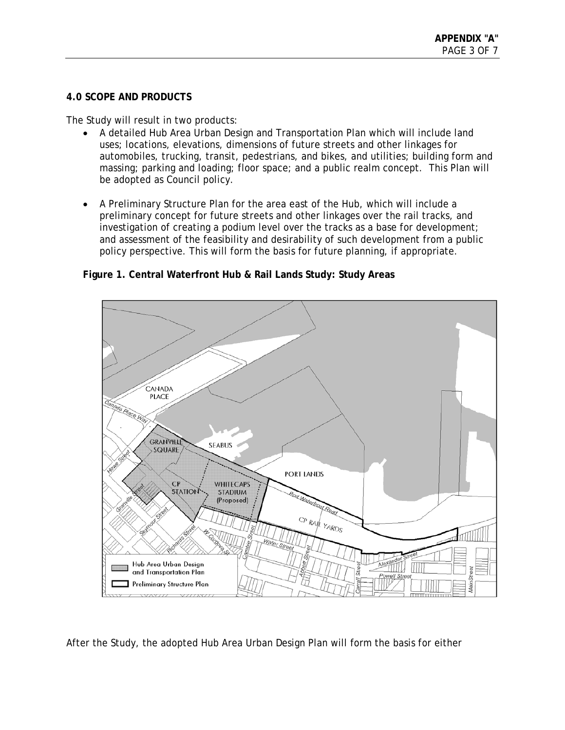## 4.0 SCOPE AND PRODUCTS

The Study will result in two products:

- A detailed Hub Area Urban Design and Transportation Plan which will include land uses; locations, elevations, dimensions of future streets and other linkages for automobiles, trucking, transit, pedestrians, and bikes, and utilities; building form and massing; parking and loading; floor space; and a public realm concept. This Plan will be adopted as Council policy.
- A Preliminary Structure Plan for the area east of the Hub, which will include a preliminary concept for future streets and other linkages over the rail tracks, and investigation of creating a podium level over the tracks as a base for development; and assessment of the feasibility and desirability of such development from a public policy perspective. This will form the basis for future planning, if appropriate.

**Figure 1. Central Waterfront Hub & Rail Lands Study: Study Areas**

After the Study, the adopted Hub Area Urban Design Plan will form the basis for either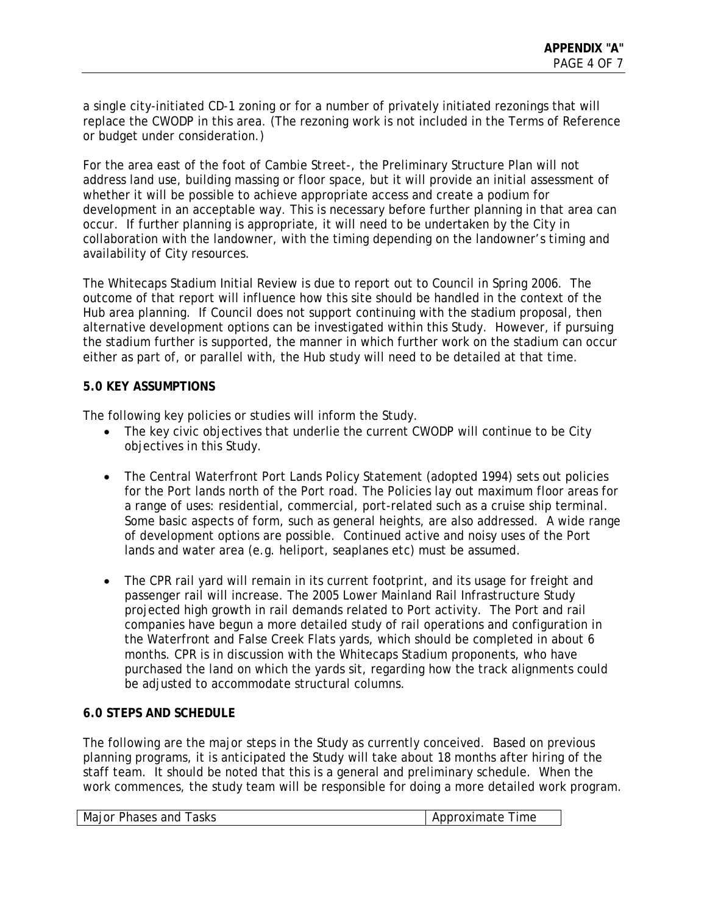a single city-initiated CD-1 zoning or for a number of privately initiated rezonings that will replace the CWODP in this area. (The rezoning work is not included in the Terms of Reference or budget under consideration.)

For the area east of the foot of Cambie Street-, the Preliminary Structure Plan will not address land use, building massing or floor space, but it will provide an initial assessment of whether it will be possible to achieve appropriate access and create a podium for development in an acceptable way. This is necessary before further planning in that area can occur. If further planning is appropriate, it will need to be undertaken by the City in collaboration with the landowner, with the timing depending on the landowner's timing and availability of City resources.

The Whitecaps Stadium Initial Review is due to report out to Council in Spring 2006. The outcome of that report will influence how this site should be handled in the context of the Hub area planning. If Council does not support continuing with the stadium proposal, then alternative development options can be investigated within this Study. However, if pursuing the stadium further is supported, the manner in which further work on the stadium can occur either as part of, or parallel with, the Hub study will need to be detailed at that time.

**5.0 KEY ASSUMPTIONS**

The following key policies or studies will inform the Study.

- The key civic objectives that underlie the current CWODP will continue to be City objectives in this Study.
- The Central Waterfront Port Lands Policy Statement (adopted 1994) sets out policies for the Port lands north of the Port road. The Policies lay out maximum floor areas for a range of uses: residential, commercial, port-related such as a cruise ship terminal. Some basic aspects of form, such as general heights, are also addressed. A wide range of development options are possible. Continued active and noisy uses of the Port lands and water area (e.g. heliport, seaplanes etc) must be assumed.
- The CPR rail yard will remain in its current footprint, and its usage for freight and passenger rail will increase. The 2005 Lower Mainland Rail Infrastructure Study projected high growth in rail demands related to Port activity. The Port and rail companies have begun a more detailed study of rail operations and configuration in the Waterfront and False Creek Flats yards, which should be completed in about 6 months. CPR is in discussion with the Whitecaps Stadium proponents, who have purchased the land on which the yards sit, regarding how the track alignments could be adjusted to accommodate structural columns.

**6.0 STEPS AND SCHEDULE**

The following are the major steps in the Study as currently conceived. Based on previous planning programs, it is anticipated the Study will take about 18 months after hiring of the staff team. It should be noted that this is a general and preliminary schedule. When the work commences, the study team will be responsible for doing a more detailed work program.

| Major Phases and Tasks | Approximate Time |
|---|---|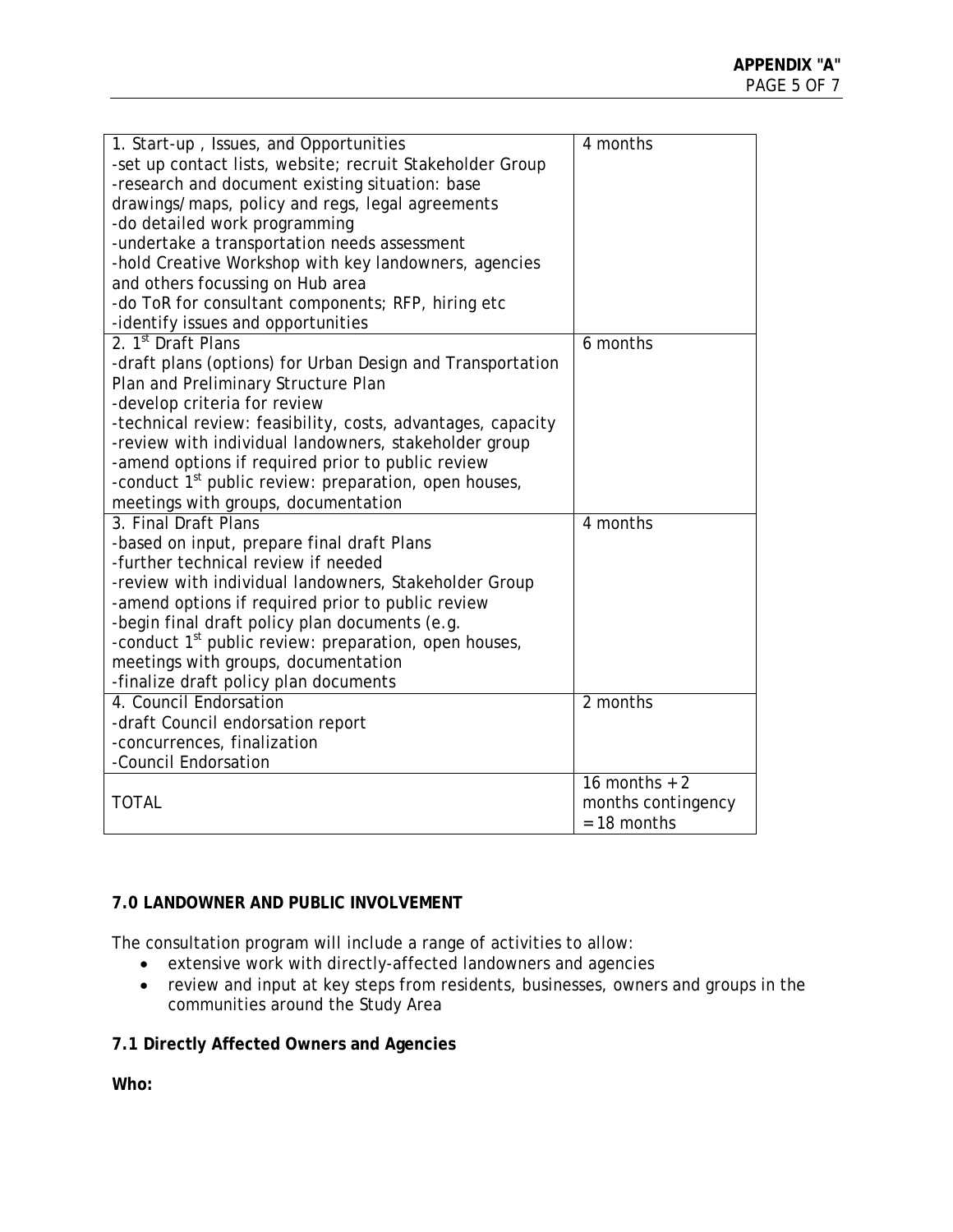| 1. Start-up , Issues, and Opportunities<br>-set up contact lists, website; recruit Stakeholder Group<br>-research and document existing situation: base drawings/maps, policy and regs, legal agreements<br>-do detailed work programming<br>-undertake a transportation needs assessment<br>-hold Creative Workshop with key landowners, agencies and others focussing on Hub area<br>-do ToR for consultant components; RFP, hiring etc<br>-identify issues and opportunities | 4 months |
|---|---|
| 2. 1st Draft Plans<br>-draft plans (options) for Urban Design and Transportation Plan and Preliminary Structure Plan<br>-develop criteria for review<br>-technical review: feasibility, costs, advantages, capacity<br>-review with individual landowners, stakeholder group<br>-amend options if required prior to public review<br>-conduct 1st public review: preparation, open houses, meetings with groups, documentation | 6 months |
| 3. Final Draft Plans<br>-based on input, prepare final draft Plans<br>-further technical review if needed<br>-review with individual landowners, Stakeholder Group<br>-amend options if required prior to public review<br>-begin final draft policy plan documents (e.g.<br>-conduct 1st public review: preparation, open houses, meetings with groups, documentation<br>-finalize draft policy plan documents | 4 months |
| 4. Council Endorsation<br>-draft Council endorsation report<br>-concurrences, finalization<br>-Council Endorsation | 2 months |
| TOTAL | 16 months + 2 months contingency = 18 months |

**7.0 LANDOWNER AND PUBLIC INVOLVEMENT**

The consultation program will include a range of activities to allow:

- extensive work with directly-affected landowners and agencies
- review and input at key steps from residents, businesses, owners and groups in the communities around the Study Area

**7.1 Directly Affected Owners and Agencies**

**Who:**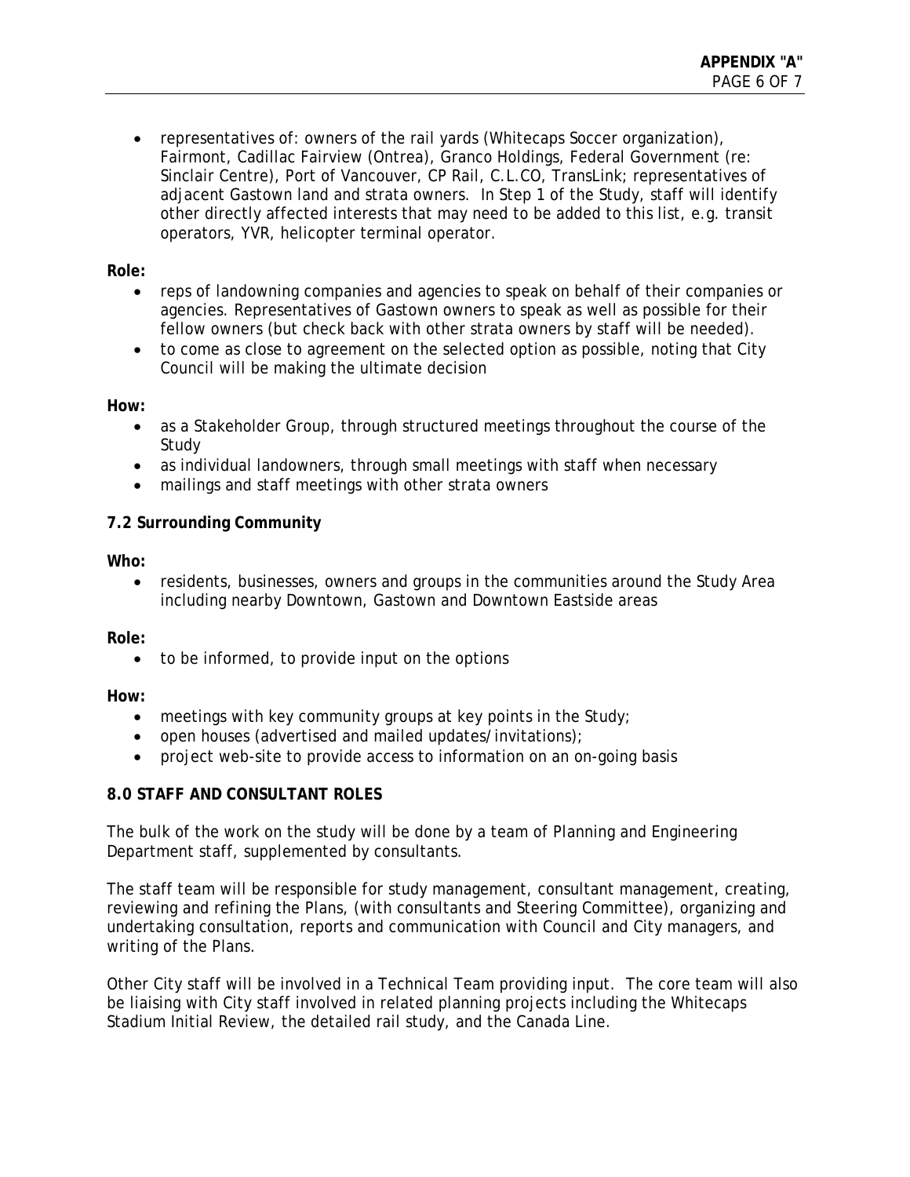- representatives of: owners of the rail yards (Whitecaps Soccer organization), Fairmont, Cadillac Fairview (Ontrea), Granco Holdings, Federal Government (re: Sinclair Centre), Port of Vancouver, CP Rail, C.L.CO, TransLink; representatives of adjacent Gastown land and strata owners. In Step 1 of the Study, staff will identify other directly affected interests that may need to be added to this list, e.g. transit operators, YVR, helicopter terminal operator.

**Role:**

- reps of landowning companies and agencies to speak on behalf of their companies or agencies. Representatives of Gastown owners to speak as well as possible for their fellow owners (but check back with other strata owners by staff will be needed).
- to come as close to agreement on the selected option as possible, noting that City Council will be making the ultimate decision

**How:**

- as a Stakeholder Group, through structured meetings throughout the course of the Study
- as individual landowners, through small meetings with staff when necessary
- mailings and staff meetings with other strata owners

### 7.2 Surrounding Community

**Who:**

- residents, businesses, owners and groups in the communities around the Study Area including nearby Downtown, Gastown and Downtown Eastside areas

**Role:**

- to be informed, to provide input on the options

**How:**

- meetings with key community groups at key points in the Study;
- open houses (advertised and mailed updates/invitations);
- project web-site to provide access to information on an on-going basis

## 8.0 STAFF AND CONSULTANT ROLES

The bulk of the work on the study will be done by a team of Planning and Engineering Department staff, supplemented by consultants.

The staff team will be responsible for study management, consultant management, creating, reviewing and refining the Plans, (with consultants and Steering Committee), organizing and undertaking consultation, reports and communication with Council and City managers, and writing of the Plans.

Other City staff will be involved in a Technical Team providing input. The core team will also be liaising with City staff involved in related planning projects including the Whitecaps Stadium Initial Review, the detailed rail study, and the Canada Line.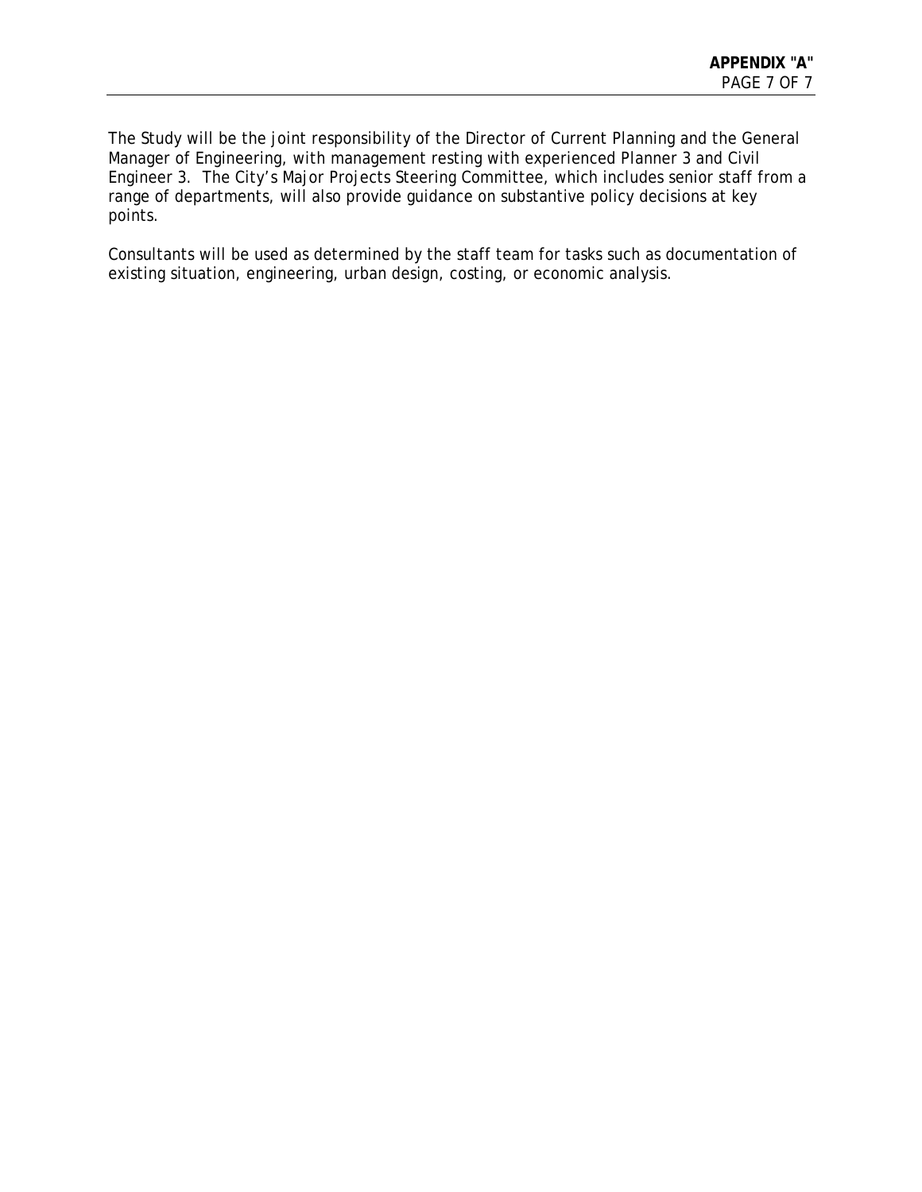The Study will be the joint responsibility of the Director of Current Planning and the General Manager of Engineering, with management resting with experienced Planner 3 and Civil Engineer 3. The City's Major Projects Steering Committee, which includes senior staff from a range of departments, will also provide guidance on substantive policy decisions at key points.

Consultants will be used as determined by the staff team for tasks such as documentation of existing situation, engineering, urban design, costing, or economic analysis.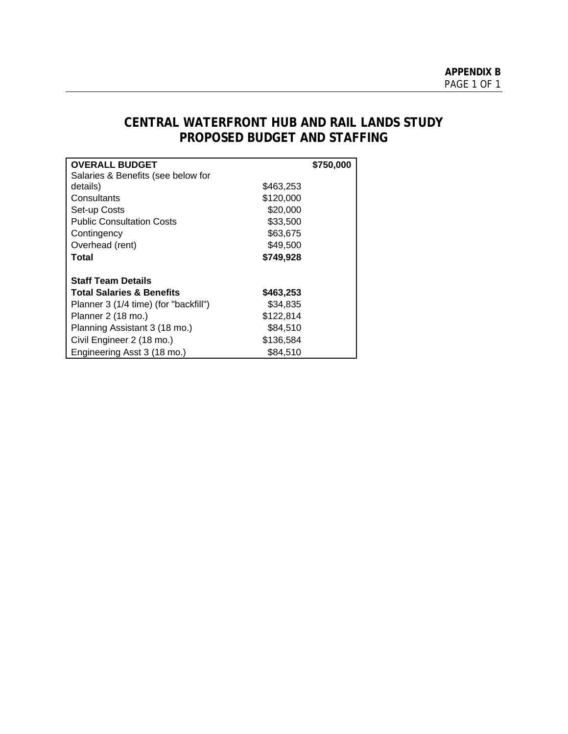**APPENDIX B**
PAGE 1 OF 1

# CENTRAL WATERFRONT HUB AND RAIL LANDS STUDY
# PROPOSED BUDGET AND STAFFING

| | | |
|---|---|---|
| **OVERALL BUDGET** | | **$750,000** |
| Salaries & Benefits (see below for details) | $463,253 | |
| Consultants | $120,000 | |
| Set-up Costs | $20,000 | |
| Public Consultation Costs | $33,500 | |
| Contingency | $63,675 | |
| Overhead (rent) | $49,500 | |
| **Total** | **$749,928** | |
| | | |
| **Staff Team Details** | | |
| **Total Salaries & Benefits** | **$463,253** | |
| Planner 3 (1/4 time) (for "backfill") | $34,835 | |
| Planner 2 (18 mo.) | $122,814 | |
| Planning Assistant 3 (18 mo.) | $84,510 | |
| Civil Engineer 2 (18 mo.) | $136,584 | |
| Engineering Asst 3 (18 mo.) | $84,510 | |